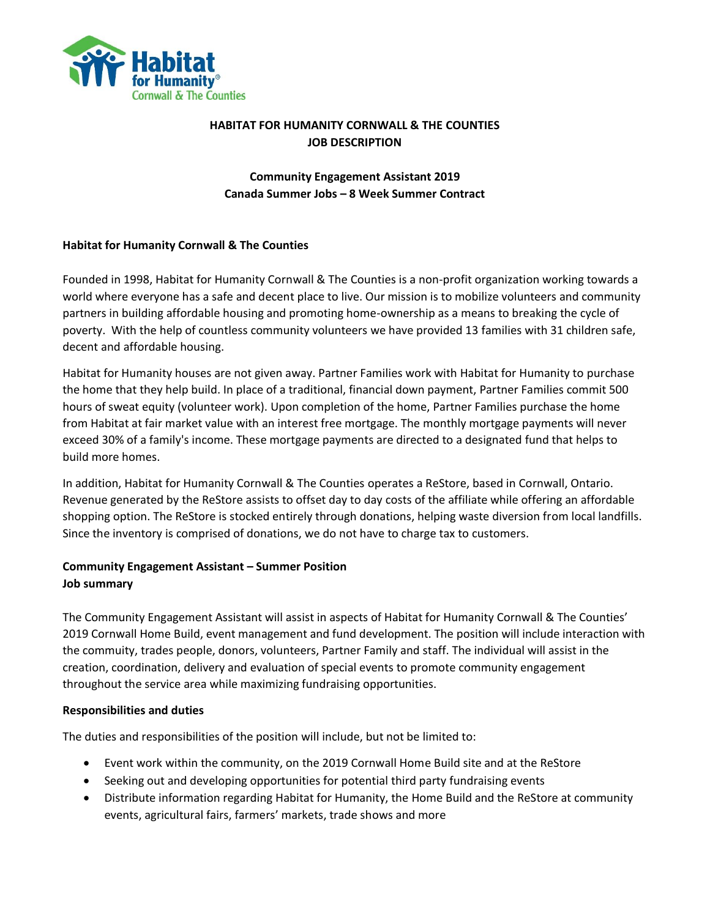**HABITAT FOR HUMANITY CORNWALL & THE COUNTIES**
**JOB DESCRIPTION**

**Community Engagement Assistant 2019**
**Canada Summer Jobs – 8 Week Summer Contract**

**Habitat for Humanity Cornwall & The Counties**

Founded in 1998, Habitat for Humanity Cornwall & The Counties is a non-profit organization working towards a world where everyone has a safe and decent place to live. Our mission is to mobilize volunteers and community partners in building affordable housing and promoting home-ownership as a means to breaking the cycle of poverty. With the help of countless community volunteers we have provided 13 families with 31 children safe, decent and affordable housing.

Habitat for Humanity houses are not given away. Partner Families work with Habitat for Humanity to purchase the home that they help build. In place of a traditional, financial down payment, Partner Families commit 500 hours of sweat equity (volunteer work). Upon completion of the home, Partner Families purchase the home from Habitat at fair market value with an interest free mortgage. The monthly mortgage payments will never exceed 30% of a family's income. These mortgage payments are directed to a designated fund that helps to build more homes.

In addition, Habitat for Humanity Cornwall & The Counties operates a ReStore, based in Cornwall, Ontario. Revenue generated by the ReStore assists to offset day to day costs of the affiliate while offering an affordable shopping option. The ReStore is stocked entirely through donations, helping waste diversion from local landfills. Since the inventory is comprised of donations, we do not have to charge tax to customers.

**Community Engagement Assistant – Summer Position**
**Job summary**

The Community Engagement Assistant will assist in aspects of Habitat for Humanity Cornwall & The Counties' 2019 Cornwall Home Build, event management and fund development. The position will include interaction with the commuity, trades people, donors, volunteers, Partner Family and staff. The individual will assist in the creation, coordination, delivery and evaluation of special events to promote community engagement throughout the service area while maximizing fundraising opportunities.

**Responsibilities and duties**

The duties and responsibilities of the position will include, but not be limited to:

- Event work within the community, on the 2019 Cornwall Home Build site and at the ReStore
- Seeking out and developing opportunities for potential third party fundraising events
- Distribute information regarding Habitat for Humanity, the Home Build and the ReStore at community events, agricultural fairs, farmers' markets, trade shows and more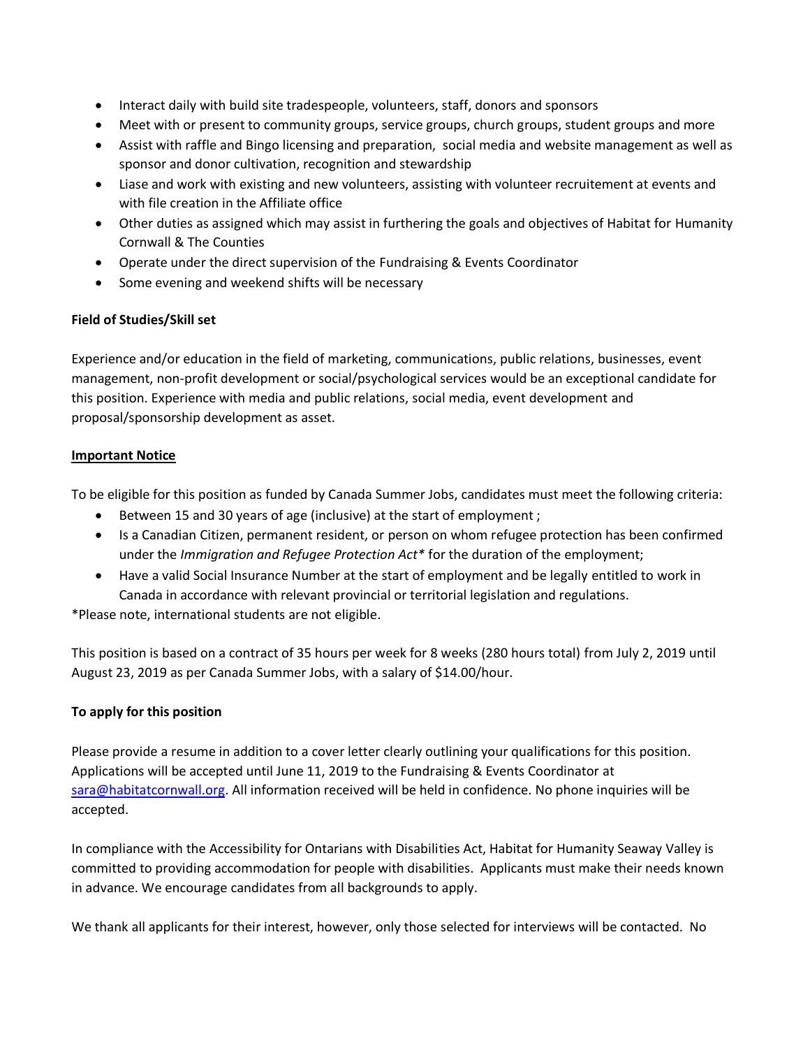- Interact daily with build site tradespeople, volunteers, staff, donors and sponsors
- Meet with or present to community groups, service groups, church groups, student groups and more
- Assist with raffle and Bingo licensing and preparation, social media and website management as well as sponsor and donor cultivation, recognition and stewardship
- Liase and work with existing and new volunteers, assisting with volunteer recruitement at events and with file creation in the Affiliate office
- Other duties as assigned which may assist in furthering the goals and objectives of Habitat for Humanity Cornwall & The Counties
- Operate under the direct supervision of the Fundraising & Events Coordinator
- Some evening and weekend shifts will be necessary

**Field of Studies/Skill set**

Experience and/or education in the field of marketing, communications, public relations, businesses, event management, non-profit development or social/psychological services would be an exceptional candidate for this position. Experience with media and public relations, social media, event development and proposal/sponsorship development as asset.

**Important Notice**

To be eligible for this position as funded by Canada Summer Jobs, candidates must meet the following criteria:

- Between 15 and 30 years of age (inclusive) at the start of employment ;
- Is a Canadian Citizen, permanent resident, or person on whom refugee protection has been confirmed under the *Immigration and Refugee Protection Act** for the duration of the employment;
- Have a valid Social Insurance Number at the start of employment and be legally entitled to work in Canada in accordance with relevant provincial or territorial legislation and regulations.

*Please note, international students are not eligible.

This position is based on a contract of 35 hours per week for 8 weeks (280 hours total) from July 2, 2019 until August 23, 2019 as per Canada Summer Jobs, with a salary of $14.00/hour.

**To apply for this position**

Please provide a resume in addition to a cover letter clearly outlining your qualifications for this position. Applications will be accepted until June 11, 2019 to the Fundraising & Events Coordinator at sara@habitatcornwall.org. All information received will be held in confidence. No phone inquiries will be accepted.

In compliance with the Accessibility for Ontarians with Disabilities Act, Habitat for Humanity Seaway Valley is committed to providing accommodation for people with disabilities. Applicants must make their needs known in advance. We encourage candidates from all backgrounds to apply.

We thank all applicants for their interest, however, only those selected for interviews will be contacted. No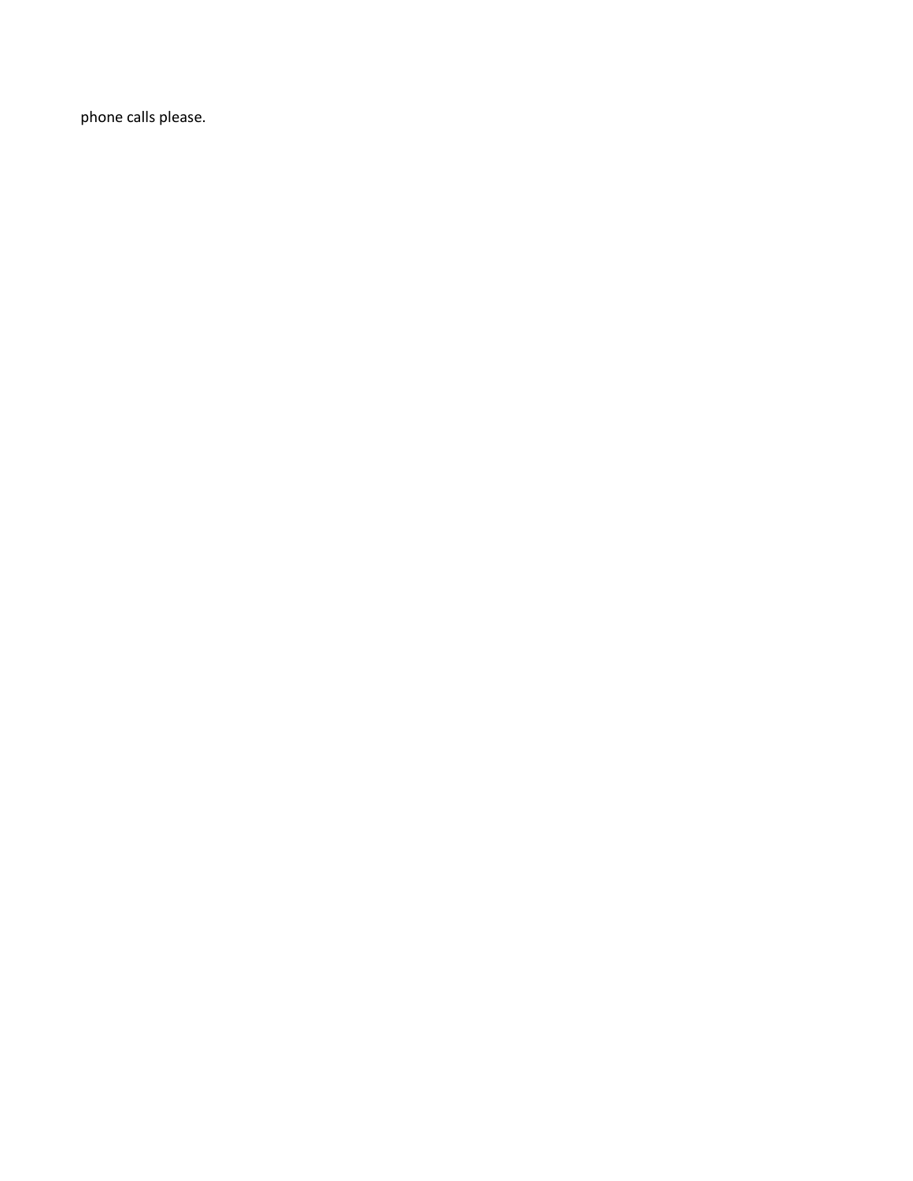phone calls please.